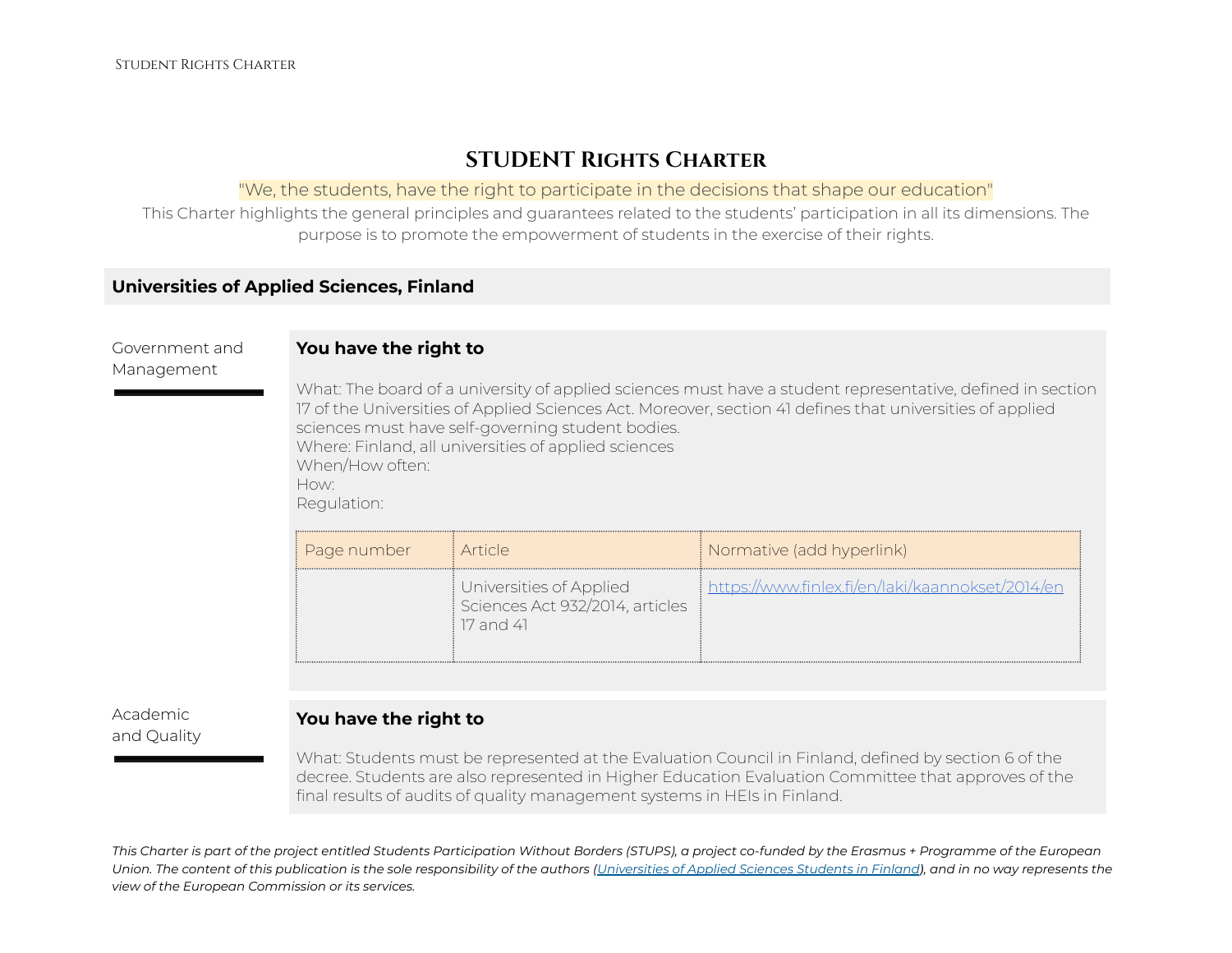# STUDENT Rights Charter

"We, the students, have the right to participate in the decisions that shape our education"

This Charter highlights the general principles and guarantees related to the students' participation in all its dimensions. The purpose is to promote the empowerment of students in the exercise of their rights.

## Universities of Applied Sciences, Finland

### Government and Management

**You have the right to**

What: The board of a university of applied sciences must have a student representative, defined in section 17 of the Universities of Applied Sciences Act. Moreover, section 41 defines that universities of applied sciences must have self-governing student bodies.
Where: Finland, all universities of applied sciences
When/How often:
How:
Regulation:

| Page number | Article | Normative (add hyperlink) |
| --- | --- | --- |
| | Universities of Applied Sciences Act 932/2014, articles 17 and 41 | https://www.finlex.fi/en/laki/kaannokset/2014/en |

### Academic and Quality

**You have the right to**

What: Students must be represented at the Evaluation Council in Finland, defined by section 6 of the decree. Students are also represented in Higher Education Evaluation Committee that approves of the final results of audits of quality management systems in HEIs in Finland.

*This Charter is part of the project entitled Students Participation Without Borders (STUPS), a project co-funded by the Erasmus + Programme of the European Union. The content of this publication is the sole responsibility of the authors (Universities of Applied Sciences Students in Finland), and in no way represents the view of the European Commission or its services.*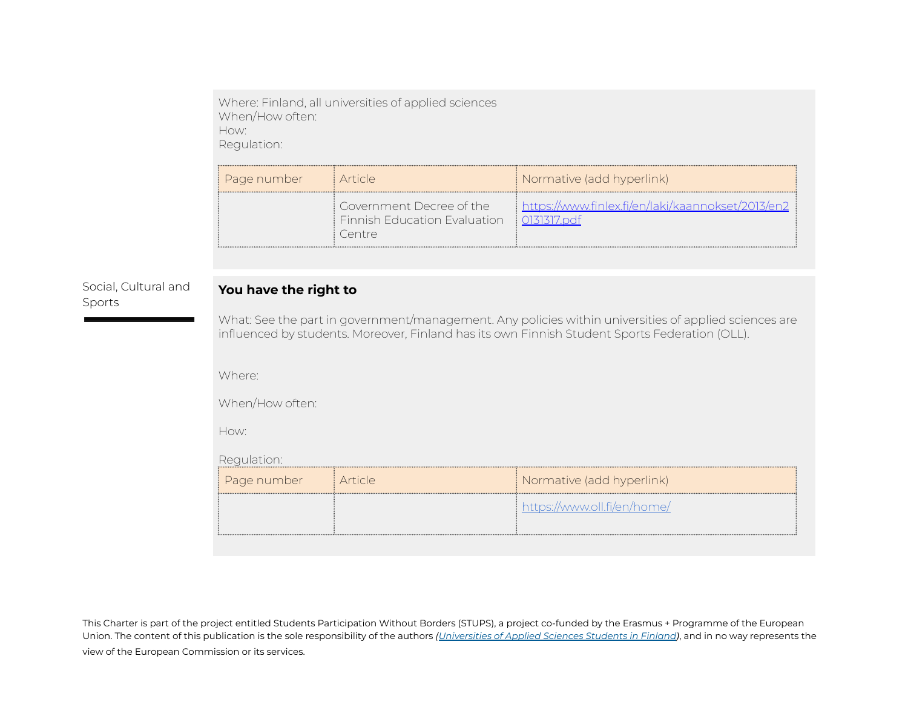Where: Finland, all universities of applied sciences
When/How often:
How:
Regulation:

| Page number | Article | Normative (add hyperlink) |
|---|---|---|
| | Government Decree of the Finnish Education Evaluation Centre | [https://www.finlex.fi/en/laki/kaannokset/2013/en20131317.pdf](https://www.finlex.fi/en/laki/kaannokset/2013/en20131317.pdf) |

Social, Cultural and Sports

**You have the right to**

What: See the part in government/management. Any policies within universities of applied sciences are influenced by students. Moreover, Finland has its own Finnish Student Sports Federation (OLL).

Where:

When/How often:

How:

Regulation:

| Page number | Article | Normative (add hyperlink) |
|---|---|---|
| | | [https://www.oll.fi/en/home/](https://www.oll.fi/en/home/) |

This Charter is part of the project entitled Students Participation Without Borders (STUPS), a project co-funded by the Erasmus + Programme of the European Union. The content of this publication is the sole responsibility of the authors *(Universities of Applied Sciences Students in Finland)*, and in no way represents the view of the European Commission or its services.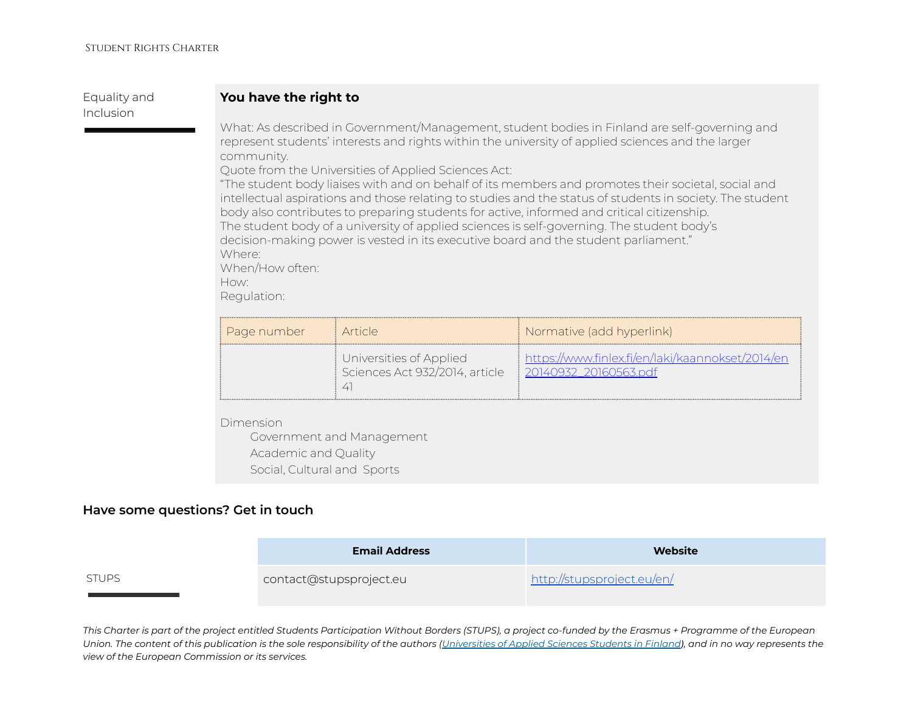Equality and Inclusion

**You have the right to**

What: As described in Government/Management, student bodies in Finland are self-governing and represent students' interests and rights within the university of applied sciences and the larger community.
Quote from the Universities of Applied Sciences Act:
"The student body liaises with and on behalf of its members and promotes their societal, social and intellectual aspirations and those relating to studies and the status of students in society. The student body also contributes to preparing students for active, informed and critical citizenship.
The student body of a university of applied sciences is self-governing. The student body's decision-making power is vested in its executive board and the student parliament."
Where:
When/How often:
How:
Regulation:

| Page number | Article | Normative (add hyperlink) |
|---|---|---|
| | Universities of Applied Sciences Act 932/2014, article 41 | https://www.finlex.fi/en/laki/kaannokset/2014/en20140932_20160563.pdf |

Dimension

- Government and Management
- Academic and Quality
- Social, Cultural and Sports

## Have some questions? Get in touch

| | Email Address | Website |
|---|---|---|
| STUPS | contact@stupsproject.eu | http://stupsproject.eu/en/ |

*This Charter is part of the project entitled Students Participation Without Borders (STUPS), a project co-funded by the Erasmus + Programme of the European Union. The content of this publication is the sole responsibility of the authors (Universities of Applied Sciences Students in Finland), and in no way represents the view of the European Commission or its services.*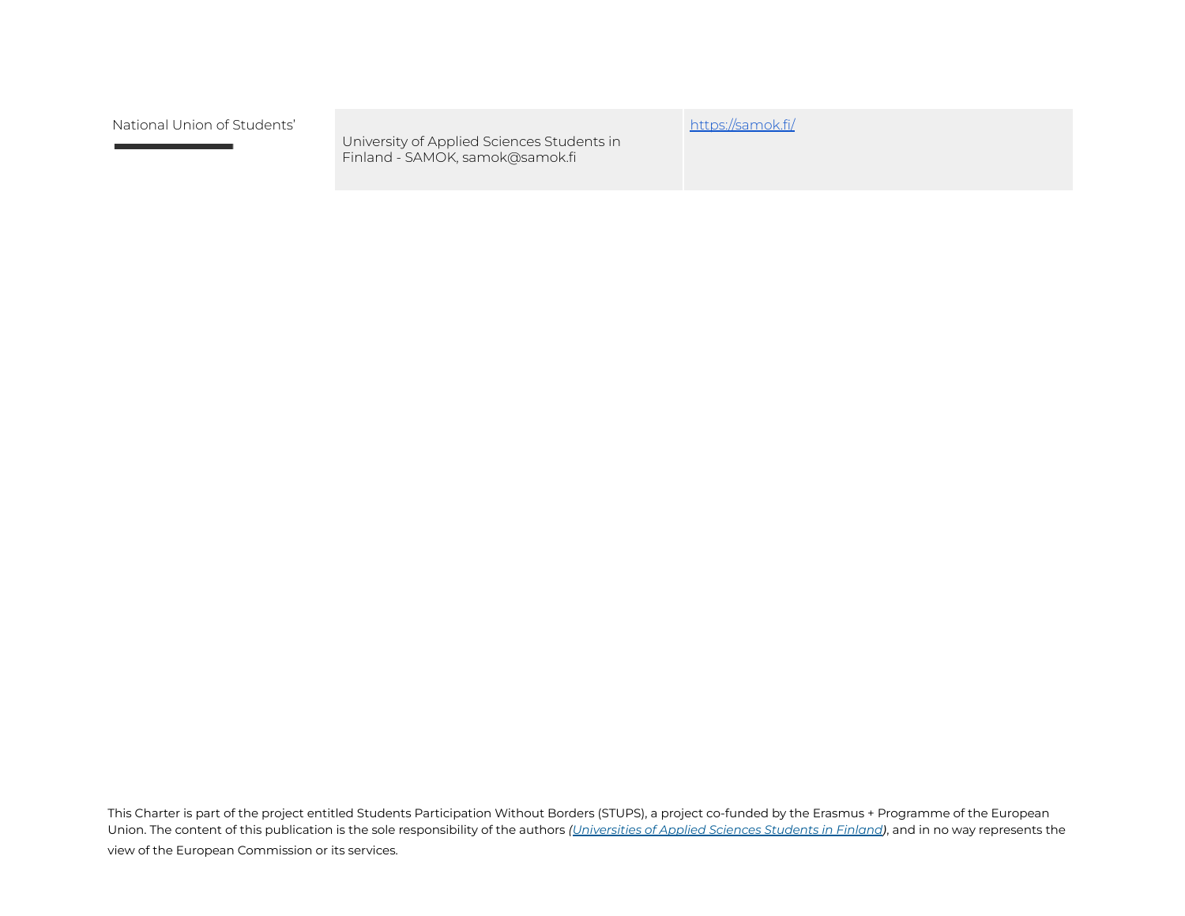| | | |
|---|---|---|
| National Union of Students' | University of Applied Sciences Students in Finland - SAMOK, samok@samok.fi | https://samok.fi/ |

This Charter is part of the project entitled Students Participation Without Borders (STUPS), a project co-funded by the Erasmus + Programme of the European Union. The content of this publication is the sole responsibility of the authors *(Universities of Applied Sciences Students in Finland)*, and in no way represents the view of the European Commission or its services.